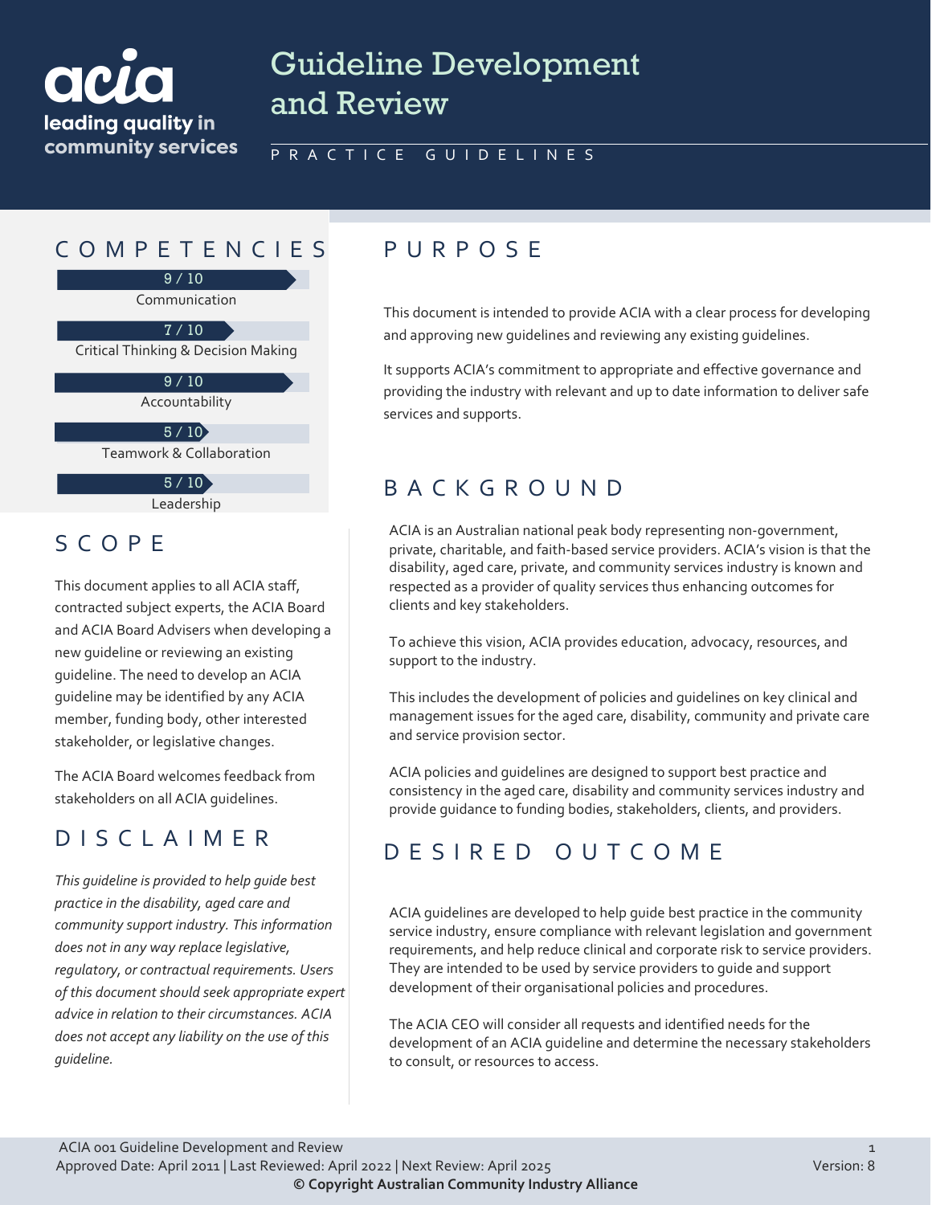# Guideline Development and Review

PRACTICE GUIDELINES

## COMPETENCIES

| Competency | Rating |
| --- | --- |
| Communication | 9 / 10 |
| Critical Thinking & Decision Making | 7 / 10 |
| Accountability | 9 / 10 |
| Teamwork & Collaboration | 5 / 10 |
| Leadership | 5 / 10 |

## SCOPE

This document applies to all ACIA staff, contracted subject experts, the ACIA Board and ACIA Board Advisers when developing a new guideline or reviewing an existing guideline. The need to develop an ACIA guideline may be identified by any ACIA member, funding body, other interested stakeholder, or legislative changes.

The ACIA Board welcomes feedback from stakeholders on all ACIA guidelines.

## DISCLAIMER

*This guideline is provided to help guide best practice in the disability, aged care and community support industry. This information does not in any way replace legislative, regulatory, or contractual requirements. Users of this document should seek appropriate expert advice in relation to their circumstances. ACIA does not accept any liability on the use of this guideline.*

## PURPOSE

This document is intended to provide ACIA with a clear process for developing and approving new guidelines and reviewing any existing guidelines.

It supports ACIA's commitment to appropriate and effective governance and providing the industry with relevant and up to date information to deliver safe services and supports.

## BACKGROUND

ACIA is an Australian national peak body representing non-government, private, charitable, and faith-based service providers. ACIA's vision is that the disability, aged care, private, and community services industry is known and respected as a provider of quality services thus enhancing outcomes for clients and key stakeholders.

To achieve this vision, ACIA provides education, advocacy, resources, and support to the industry.

This includes the development of policies and guidelines on key clinical and management issues for the aged care, disability, community and private care and service provision sector.

ACIA policies and guidelines are designed to support best practice and consistency in the aged care, disability and community services industry and provide guidance to funding bodies, stakeholders, clients, and providers.

## DESIRED OUTCOME

ACIA guidelines are developed to help guide best practice in the community service industry, ensure compliance with relevant legislation and government requirements, and help reduce clinical and corporate risk to service providers. They are intended to be used by service providers to guide and support development of their organisational policies and procedures.

The ACIA CEO will consider all requests and identified needs for the development of an ACIA guideline and determine the necessary stakeholders to consult, or resources to access.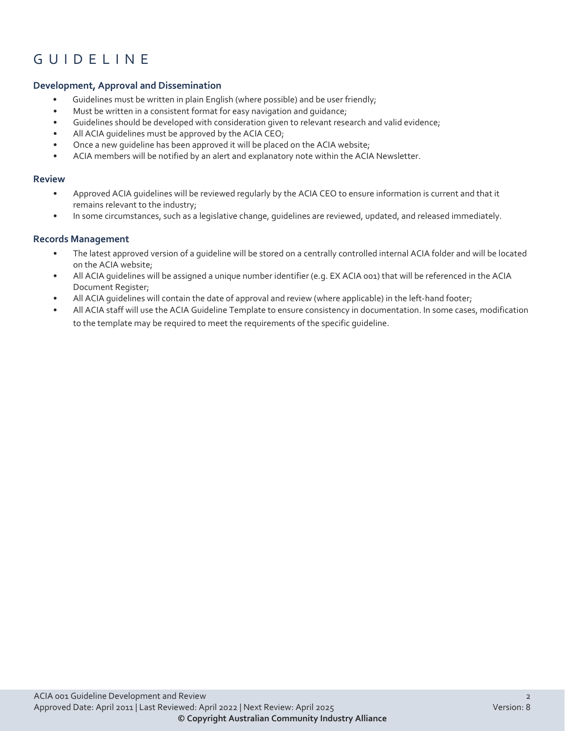# GUIDELINE

### Development, Approval and Dissemination

- Guidelines must be written in plain English (where possible) and be user friendly;
- Must be written in a consistent format for easy navigation and guidance;
- Guidelines should be developed with consideration given to relevant research and valid evidence;
- All ACIA guidelines must be approved by the ACIA CEO;
- Once a new guideline has been approved it will be placed on the ACIA website;
- ACIA members will be notified by an alert and explanatory note within the ACIA Newsletter.

### Review

- Approved ACIA guidelines will be reviewed regularly by the ACIA CEO to ensure information is current and that it remains relevant to the industry;
- In some circumstances, such as a legislative change, guidelines are reviewed, updated, and released immediately.

### Records Management

- The latest approved version of a guideline will be stored on a centrally controlled internal ACIA folder and will be located on the ACIA website;
- All ACIA guidelines will be assigned a unique number identifier (e.g. EX ACIA 001) that will be referenced in the ACIA Document Register;
- All ACIA guidelines will contain the date of approval and review (where applicable) in the left-hand footer;
- All ACIA staff will use the ACIA Guideline Template to ensure consistency in documentation. In some cases, modification to the template may be required to meet the requirements of the specific guideline.